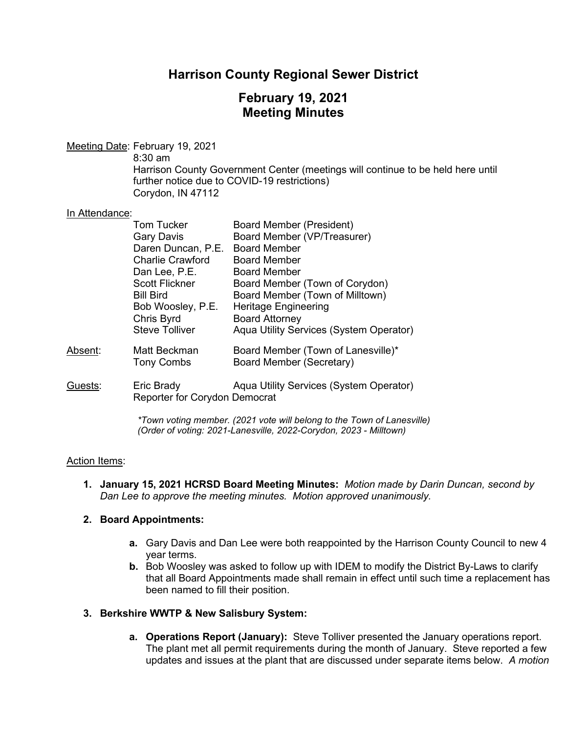# Harrison County Regional Sewer District

## February 19, 2021
## Meeting Minutes

Meeting Date: February 19, 2021
8:30 am
Harrison County Government Center (meetings will continue to be held here until further notice due to COVID-19 restrictions)
Corydon, IN 47112

In Attendance:

| | |
|---|---|
| Tom Tucker | Board Member (President) |
| Gary Davis | Board Member (VP/Treasurer) |
| Daren Duncan, P.E. | Board Member |
| Charlie Crawford | Board Member |
| Dan Lee, P.E. | Board Member |
| Scott Flickner | Board Member (Town of Corydon) |
| Bill Bird | Board Member (Town of Milltown) |
| Bob Woosley, P.E. | Heritage Engineering |
| Chris Byrd | Board Attorney |
| Steve Tolliver | Aqua Utility Services (System Operator) |

Absent:

| | |
|---|---|
| Matt Beckman | Board Member (Town of Lanesville)* |
| Tony Combs | Board Member (Secretary) |

Guests:

| | |
|---|---|
| Eric Brady | Aqua Utility Services (System Operator) |
| Reporter for Corydon Democrat | |

*\*Town voting member. (2021 vote will belong to the Town of Lanesville)*
*(Order of voting: 2021-Lanesville, 2022-Corydon, 2023 - Milltown)*

Action Items:

1. **January 15, 2021 HCRSD Board Meeting Minutes:** *Motion made by Darin Duncan, second by Dan Lee to approve the meeting minutes. Motion approved unanimously.*

2. **Board Appointments:**

   a. Gary Davis and Dan Lee were both reappointed by the Harrison County Council to new 4 year terms.
   
   b. Bob Woosley was asked to follow up with IDEM to modify the District By-Laws to clarify that all Board Appointments made shall remain in effect until such time a replacement has been named to fill their position.

3. **Berkshire WWTP & New Salisbury System:**

   a. **Operations Report (January):** Steve Tolliver presented the January operations report. The plant met all permit requirements during the month of January. Steve reported a few updates and issues at the plant that are discussed under separate items below. *A motion*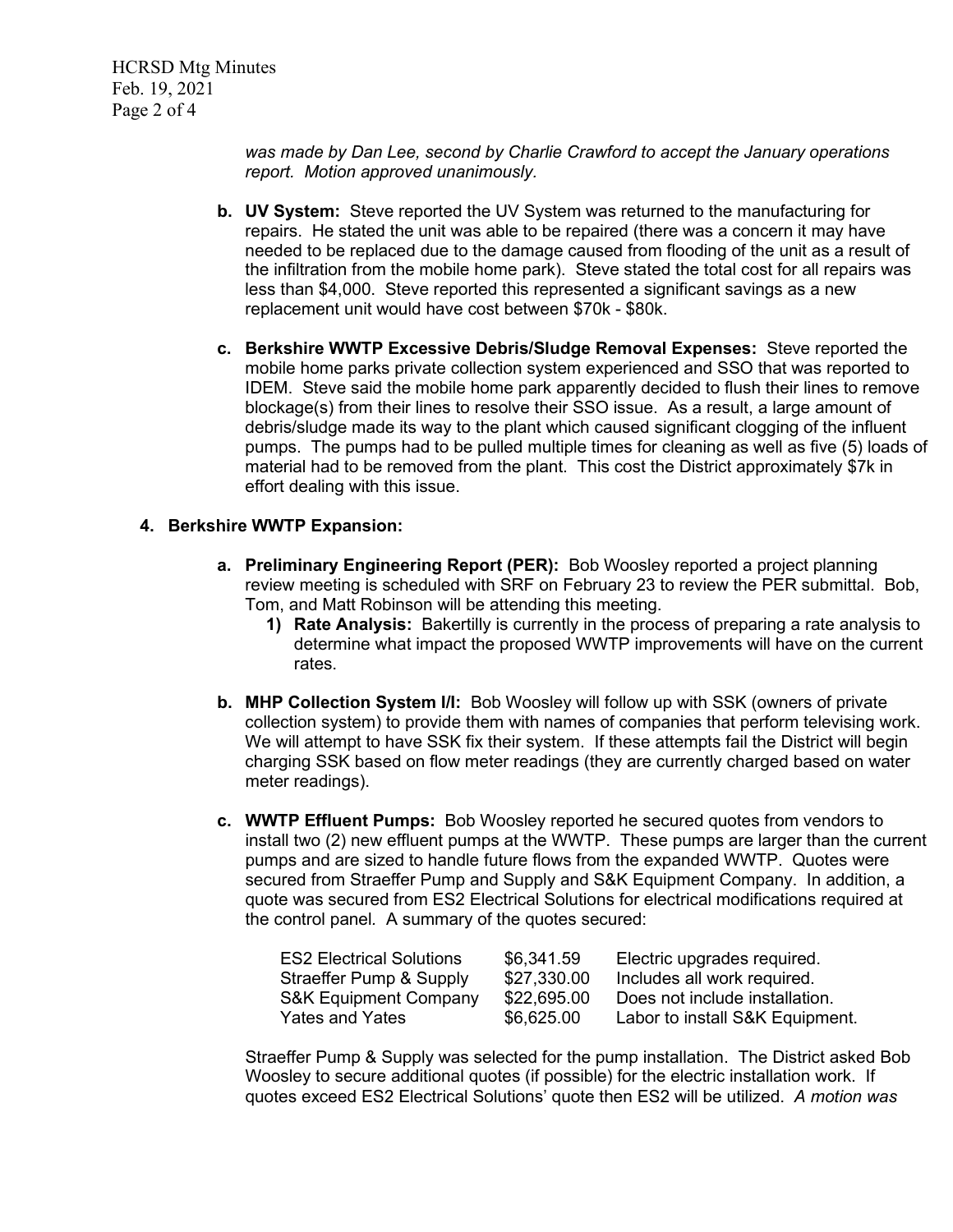*was made by Dan Lee, second by Charlie Crawford to accept the January operations report. Motion approved unanimously.*

- **b. UV System:** Steve reported the UV System was returned to the manufacturing for repairs. He stated the unit was able to be repaired (there was a concern it may have needed to be replaced due to the damage caused from flooding of the unit as a result of the infiltration from the mobile home park). Steve stated the total cost for all repairs was less than $4,000. Steve reported this represented a significant savings as a new replacement unit would have cost between $70k - $80k.

- **c. Berkshire WWTP Excessive Debris/Sludge Removal Expenses:** Steve reported the mobile home parks private collection system experienced and SSO that was reported to IDEM. Steve said the mobile home park apparently decided to flush their lines to remove blockage(s) from their lines to resolve their SSO issue. As a result, a large amount of debris/sludge made its way to the plant which caused significant clogging of the influent pumps. The pumps had to be pulled multiple times for cleaning as well as five (5) loads of material had to be removed from the plant. This cost the District approximately $7k in effort dealing with this issue.

**4. Berkshire WWTP Expansion:**

- **a. Preliminary Engineering Report (PER):** Bob Woosley reported a project planning review meeting is scheduled with SRF on February 23 to review the PER submittal. Bob, Tom, and Matt Robinson will be attending this meeting.
  - **1) Rate Analysis:** Bakertilly is currently in the process of preparing a rate analysis to determine what impact the proposed WWTP improvements will have on the current rates.

- **b. MHP Collection System I/I:** Bob Woosley will follow up with SSK (owners of private collection system) to provide them with names of companies that perform televising work. We will attempt to have SSK fix their system. If these attempts fail the District will begin charging SSK based on flow meter readings (they are currently charged based on water meter readings).

- **c. WWTP Effluent Pumps:** Bob Woosley reported he secured quotes from vendors to install two (2) new effluent pumps at the WWTP. These pumps are larger than the current pumps and are sized to handle future flows from the expanded WWTP. Quotes were secured from Straeffer Pump and Supply and S&K Equipment Company. In addition, a quote was secured from ES2 Electrical Solutions for electrical modifications required at the control panel. A summary of the quotes secured:

| | | |
|---|---|---|
| ES2 Electrical Solutions | $6,341.59 | Electric upgrades required. |
| Straeffer Pump & Supply | $27,330.00 | Includes all work required. |
| S&K Equipment Company | $22,695.00 | Does not include installation. |
| Yates and Yates | $6,625.00 | Labor to install S&K Equipment. |

Straeffer Pump & Supply was selected for the pump installation. The District asked Bob Woosley to secure additional quotes (if possible) for the electric installation work. If quotes exceed ES2 Electrical Solutions' quote then ES2 will be utilized. *A motion was*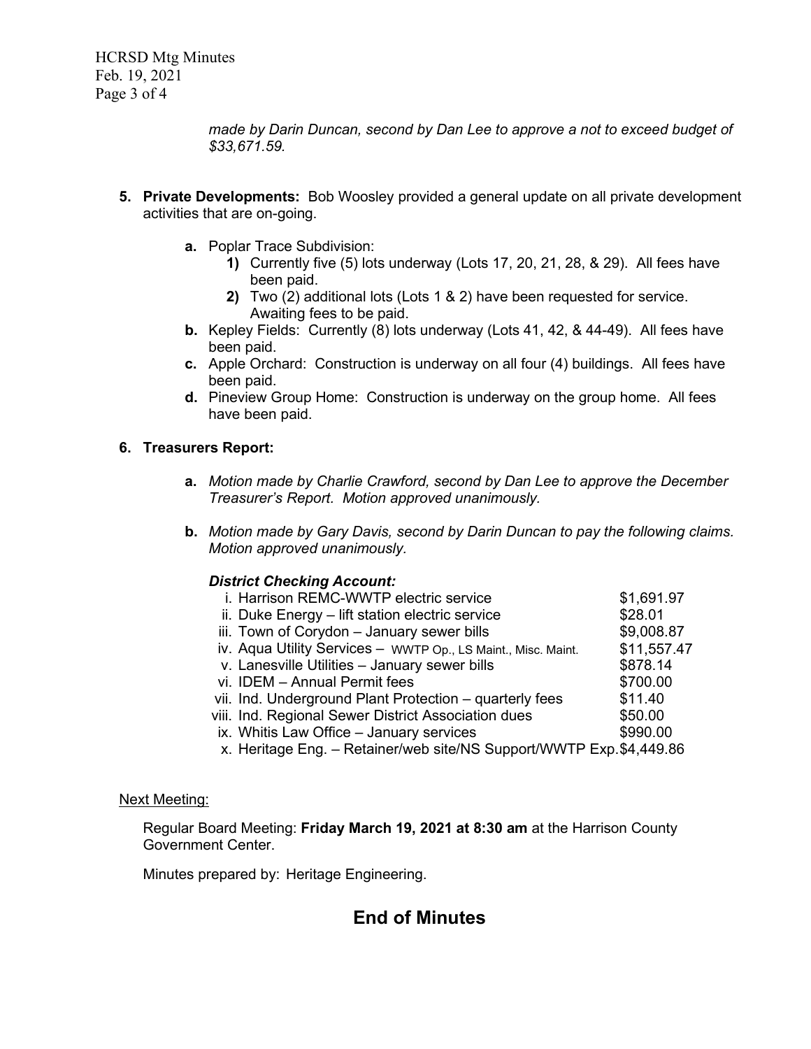*made by Darin Duncan, second by Dan Lee to approve a not to exceed budget of $33,671.59.*

5. **Private Developments:** Bob Woosley provided a general update on all private development activities that are on-going.

   a. Poplar Trace Subdivision:
      1) Currently five (5) lots underway (Lots 17, 20, 21, 28, & 29). All fees have been paid.
      2) Two (2) additional lots (Lots 1 & 2) have been requested for service. Awaiting fees to be paid.

   b. Kepley Fields: Currently (8) lots underway (Lots 41, 42, & 44-49). All fees have been paid.

   c. Apple Orchard: Construction is underway on all four (4) buildings. All fees have been paid.

   d. Pineview Group Home: Construction is underway on the group home. All fees have been paid.

6. **Treasurers Report:**

   a. *Motion made by Charlie Crawford, second by Dan Lee to approve the December Treasurer's Report. Motion approved unanimously.*

   b. *Motion made by Gary Davis, second by Darin Duncan to pay the following claims. Motion approved unanimously.*

   ***District Checking Account:***

   | | |
   |---|---|
   | i. Harrison REMC-WWTP electric service | $1,691.97 |
   | ii. Duke Energy – lift station electric service | $28.01 |
   | iii. Town of Corydon – January sewer bills | $9,008.87 |
   | iv. Aqua Utility Services – WWTP Op., LS Maint., Misc. Maint. | $11,557.47 |
   | v. Lanesville Utilities – January sewer bills | $878.14 |
   | vi. IDEM – Annual Permit fees | $700.00 |
   | vii. Ind. Underground Plant Protection – quarterly fees | $11.40 |
   | viii. Ind. Regional Sewer District Association dues | $50.00 |
   | ix. Whitis Law Office – January services | $990.00 |
   | x. Heritage Eng. – Retainer/web site/NS Support/WWTP Exp. | $4,449.86 |

Next Meeting:

Regular Board Meeting: **Friday March 19, 2021 at 8:30 am** at the Harrison County Government Center.

Minutes prepared by: Heritage Engineering.

## End of Minutes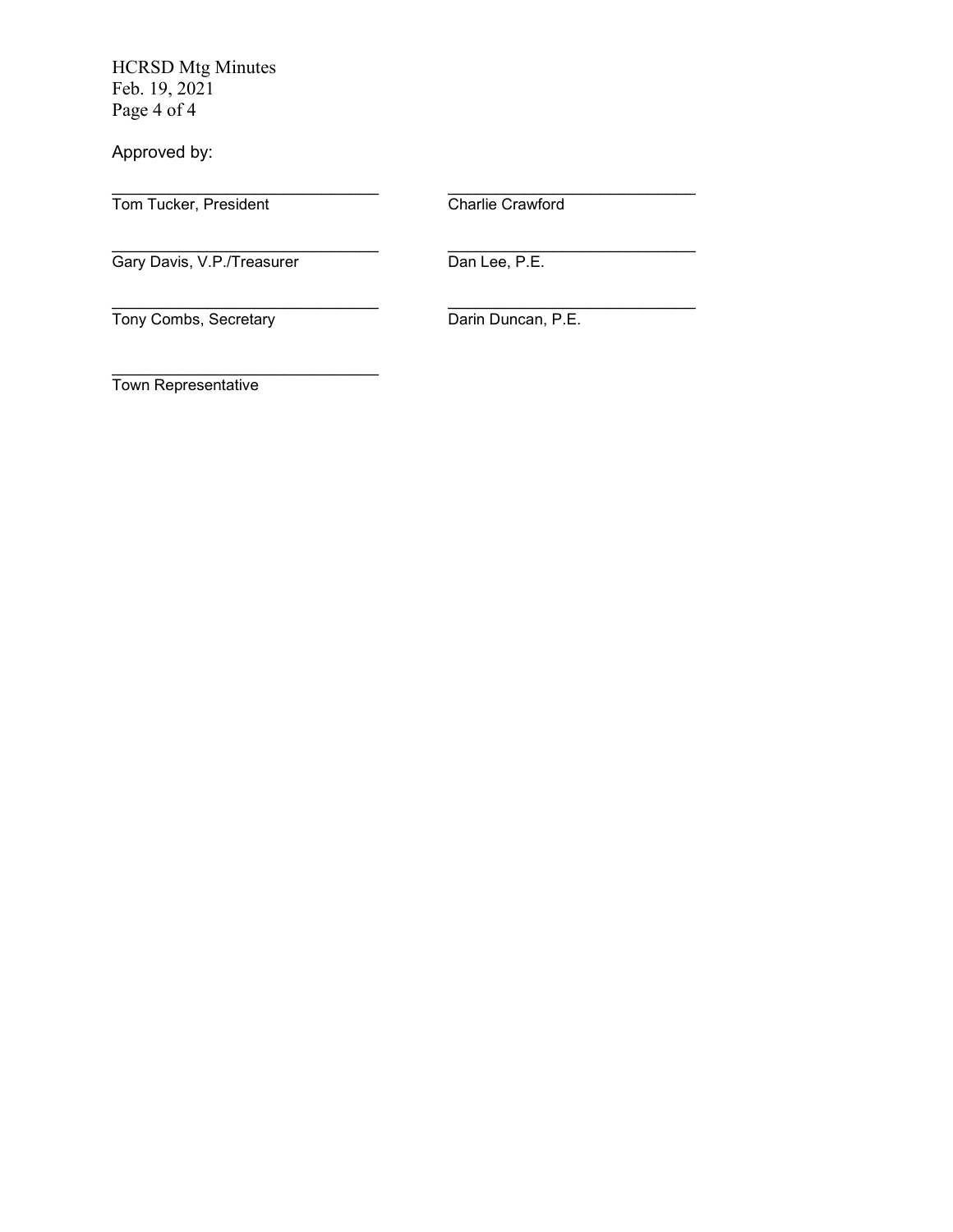Approved by:

| | |
|---|---|
| ______________________________ | ______________________________ |
| Tom Tucker, President | Charlie Crawford |
| ______________________________ | ______________________________ |
| Gary Davis, V.P./Treasurer | Dan Lee, P.E. |
| ______________________________ | ______________________________ |
| Tony Combs, Secretary | Darin Duncan, P.E. |
| ______________________________ | |
| Town Representative | |